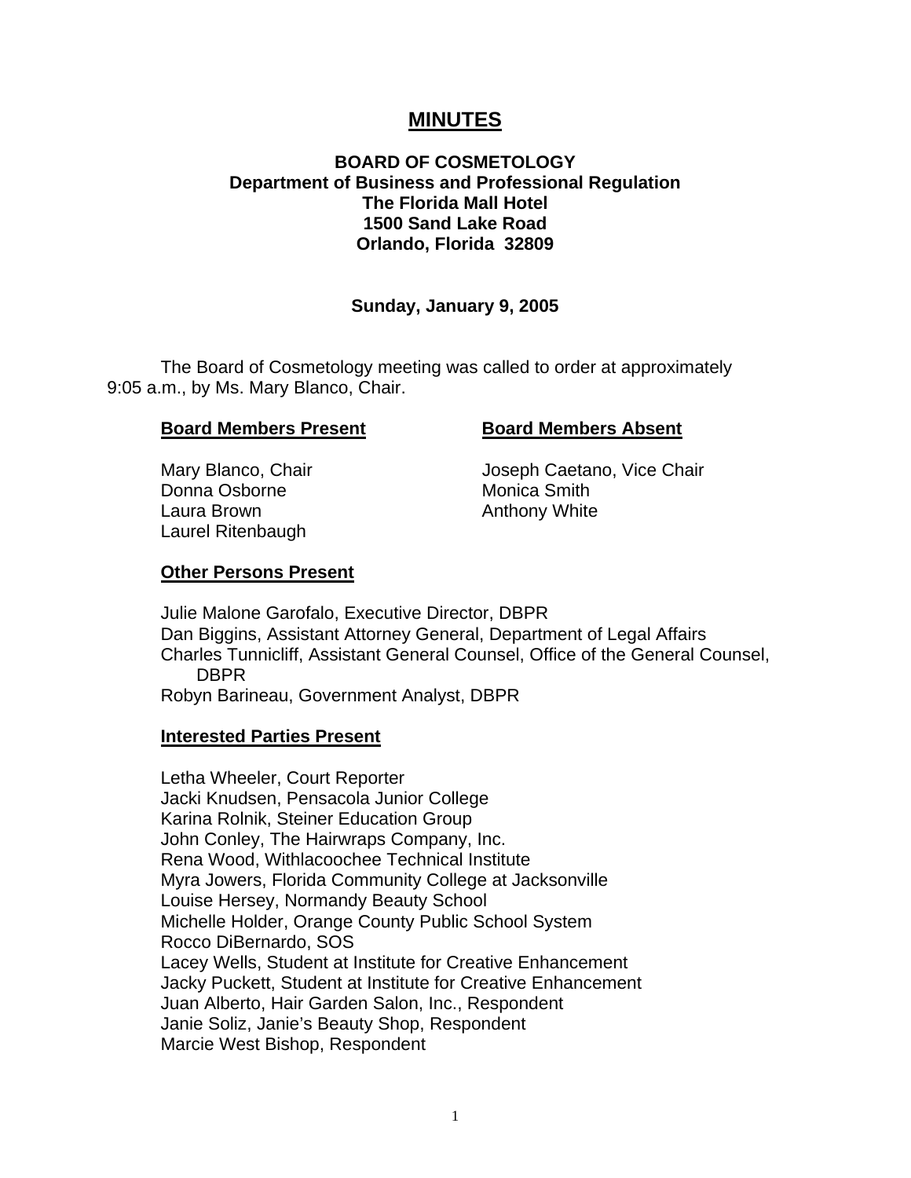# MINUTES

**BOARD OF COSMETOLOGY**
**Department of Business and Professional Regulation**
**The Florida Mall Hotel**
**1500 Sand Lake Road**
**Orlando, Florida 32809**

**Sunday, January 9, 2005**

The Board of Cosmetology meeting was called to order at approximately 9:05 a.m., by Ms. Mary Blanco, Chair.

| **Board Members Present** | **Board Members Absent** |
|---|---|
| Mary Blanco, Chair | Joseph Caetano, Vice Chair |
| Donna Osborne | Monica Smith |
| Laura Brown | Anthony White |
| Laurel Ritenbaugh | |

**Other Persons Present**

Julie Malone Garofalo, Executive Director, DBPR
Dan Biggins, Assistant Attorney General, Department of Legal Affairs
Charles Tunnicliff, Assistant General Counsel, Office of the General Counsel, DBPR
Robyn Barineau, Government Analyst, DBPR

**Interested Parties Present**

Letha Wheeler, Court Reporter
Jacki Knudsen, Pensacola Junior College
Karina Rolnik, Steiner Education Group
John Conley, The Hairwraps Company, Inc.
Rena Wood, Withlacoochee Technical Institute
Myra Jowers, Florida Community College at Jacksonville
Louise Hersey, Normandy Beauty School
Michelle Holder, Orange County Public School System
Rocco DiBernardo, SOS
Lacey Wells, Student at Institute for Creative Enhancement
Jacky Puckett, Student at Institute for Creative Enhancement
Juan Alberto, Hair Garden Salon, Inc., Respondent
Janie Soliz, Janie's Beauty Shop, Respondent
Marcie West Bishop, Respondent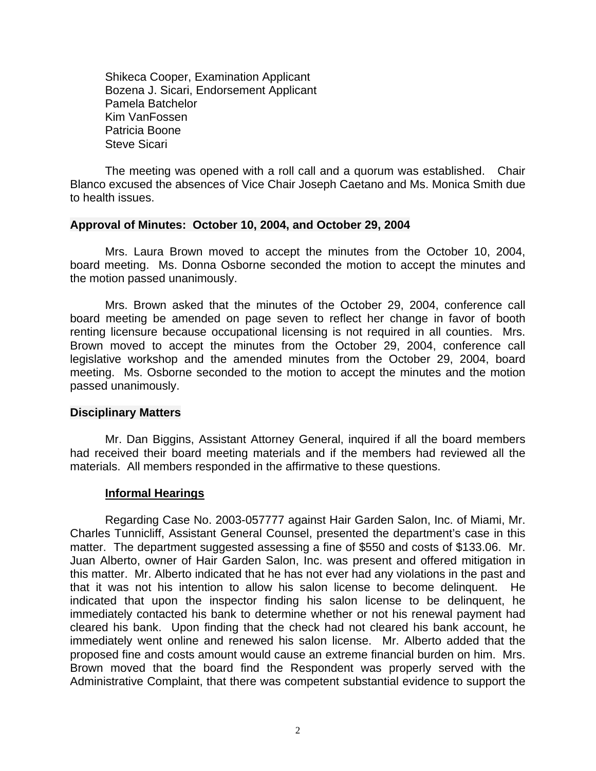Shikeca Cooper, Examination Applicant
Bozena J. Sicari, Endorsement Applicant
Pamela Batchelor
Kim VanFossen
Patricia Boone
Steve Sicari

The meeting was opened with a roll call and a quorum was established. Chair Blanco excused the absences of Vice Chair Joseph Caetano and Ms. Monica Smith due to health issues.

**Approval of Minutes: October 10, 2004, and October 29, 2004**

Mrs. Laura Brown moved to accept the minutes from the October 10, 2004, board meeting. Ms. Donna Osborne seconded the motion to accept the minutes and the motion passed unanimously.

Mrs. Brown asked that the minutes of the October 29, 2004, conference call board meeting be amended on page seven to reflect her change in favor of booth renting licensure because occupational licensing is not required in all counties. Mrs. Brown moved to accept the minutes from the October 29, 2004, conference call legislative workshop and the amended minutes from the October 29, 2004, board meeting. Ms. Osborne seconded to the motion to accept the minutes and the motion passed unanimously.

**Disciplinary Matters**

Mr. Dan Biggins, Assistant Attorney General, inquired if all the board members had received their board meeting materials and if the members had reviewed all the materials. All members responded in the affirmative to these questions.

**Informal Hearings**

Regarding Case No. 2003-057777 against Hair Garden Salon, Inc. of Miami, Mr. Charles Tunnicliff, Assistant General Counsel, presented the department's case in this matter. The department suggested assessing a fine of $550 and costs of $133.06. Mr. Juan Alberto, owner of Hair Garden Salon, Inc. was present and offered mitigation in this matter. Mr. Alberto indicated that he has not ever had any violations in the past and that it was not his intention to allow his salon license to become delinquent. He indicated that upon the inspector finding his salon license to be delinquent, he immediately contacted his bank to determine whether or not his renewal payment had cleared his bank. Upon finding that the check had not cleared his bank account, he immediately went online and renewed his salon license. Mr. Alberto added that the proposed fine and costs amount would cause an extreme financial burden on him. Mrs. Brown moved that the board find the Respondent was properly served with the Administrative Complaint, that there was competent substantial evidence to support the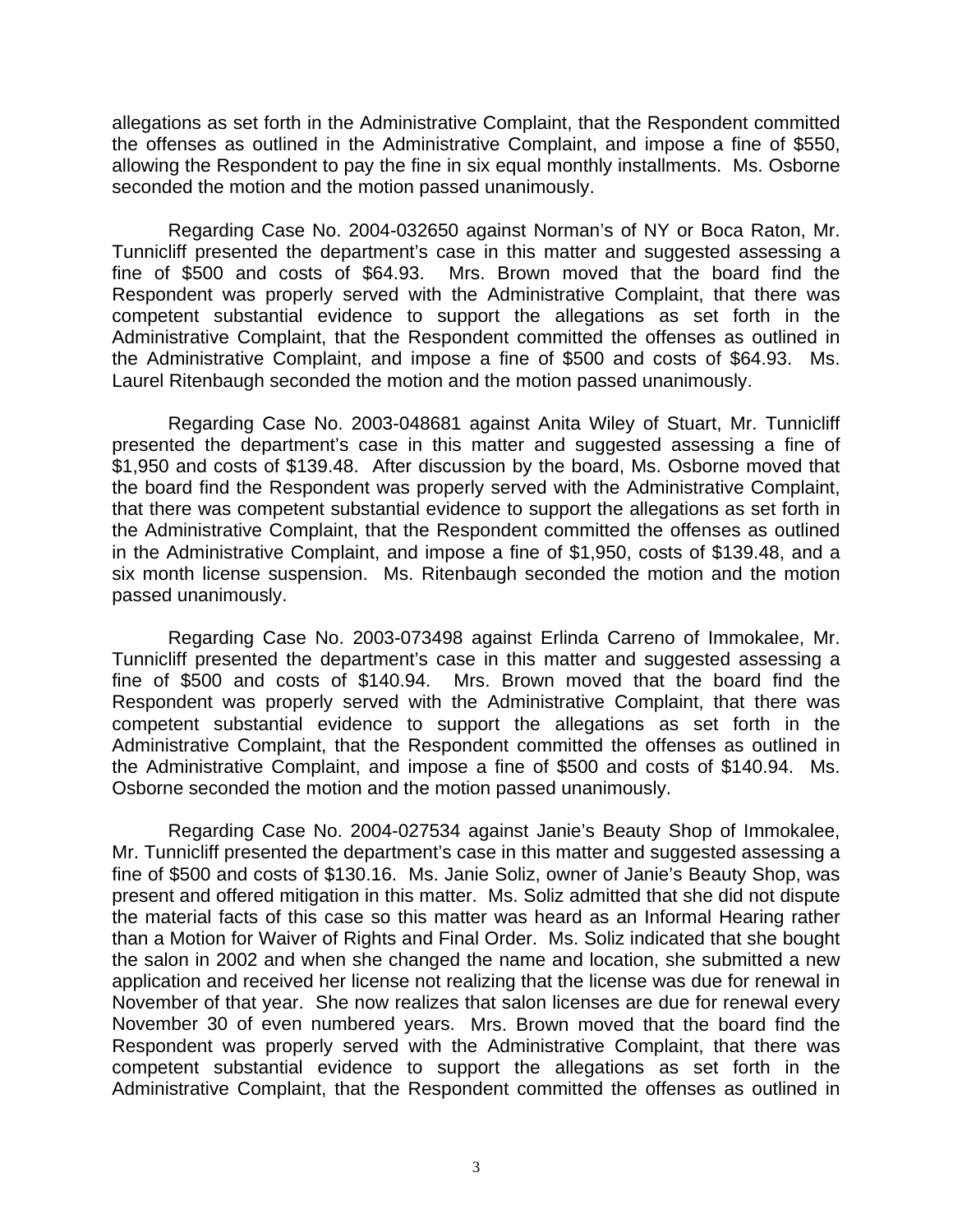allegations as set forth in the Administrative Complaint, that the Respondent committed the offenses as outlined in the Administrative Complaint, and impose a fine of $550, allowing the Respondent to pay the fine in six equal monthly installments. Ms. Osborne seconded the motion and the motion passed unanimously.

Regarding Case No. 2004-032650 against Norman's of NY or Boca Raton, Mr. Tunnicliff presented the department's case in this matter and suggested assessing a fine of $500 and costs of $64.93. Mrs. Brown moved that the board find the Respondent was properly served with the Administrative Complaint, that there was competent substantial evidence to support the allegations as set forth in the Administrative Complaint, that the Respondent committed the offenses as outlined in the Administrative Complaint, and impose a fine of $500 and costs of $64.93. Ms. Laurel Ritenbaugh seconded the motion and the motion passed unanimously.

Regarding Case No. 2003-048681 against Anita Wiley of Stuart, Mr. Tunnicliff presented the department's case in this matter and suggested assessing a fine of $1,950 and costs of $139.48. After discussion by the board, Ms. Osborne moved that the board find the Respondent was properly served with the Administrative Complaint, that there was competent substantial evidence to support the allegations as set forth in the Administrative Complaint, that the Respondent committed the offenses as outlined in the Administrative Complaint, and impose a fine of $1,950, costs of $139.48, and a six month license suspension. Ms. Ritenbaugh seconded the motion and the motion passed unanimously.

Regarding Case No. 2003-073498 against Erlinda Carreno of Immokalee, Mr. Tunnicliff presented the department's case in this matter and suggested assessing a fine of $500 and costs of $140.94. Mrs. Brown moved that the board find the Respondent was properly served with the Administrative Complaint, that there was competent substantial evidence to support the allegations as set forth in the Administrative Complaint, that the Respondent committed the offenses as outlined in the Administrative Complaint, and impose a fine of $500 and costs of $140.94. Ms. Osborne seconded the motion and the motion passed unanimously.

Regarding Case No. 2004-027534 against Janie's Beauty Shop of Immokalee, Mr. Tunnicliff presented the department's case in this matter and suggested assessing a fine of $500 and costs of $130.16. Ms. Janie Soliz, owner of Janie's Beauty Shop, was present and offered mitigation in this matter. Ms. Soliz admitted that she did not dispute the material facts of this case so this matter was heard as an Informal Hearing rather than a Motion for Waiver of Rights and Final Order. Ms. Soliz indicated that she bought the salon in 2002 and when she changed the name and location, she submitted a new application and received her license not realizing that the license was due for renewal in November of that year. She now realizes that salon licenses are due for renewal every November 30 of even numbered years. Mrs. Brown moved that the board find the Respondent was properly served with the Administrative Complaint, that there was competent substantial evidence to support the allegations as set forth in the Administrative Complaint, that the Respondent committed the offenses as outlined in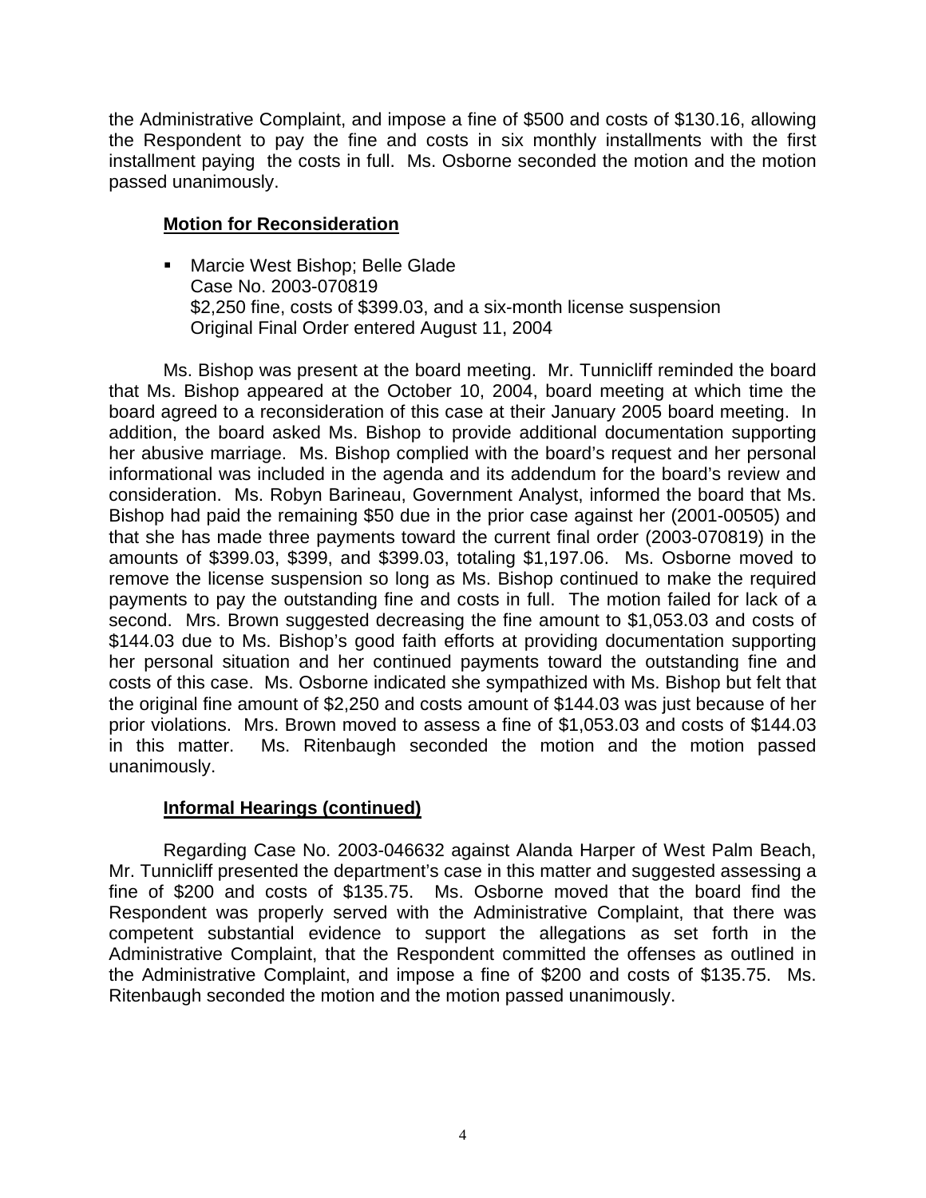the Administrative Complaint, and impose a fine of $500 and costs of $130.16, allowing the Respondent to pay the fine and costs in six monthly installments with the first installment paying the costs in full. Ms. Osborne seconded the motion and the motion passed unanimously.

**Motion for Reconsideration**

- Marcie West Bishop; Belle Glade
  Case No. 2003-070819
  $2,250 fine, costs of $399.03, and a six-month license suspension
  Original Final Order entered August 11, 2004

Ms. Bishop was present at the board meeting. Mr. Tunnicliff reminded the board that Ms. Bishop appeared at the October 10, 2004, board meeting at which time the board agreed to a reconsideration of this case at their January 2005 board meeting. In addition, the board asked Ms. Bishop to provide additional documentation supporting her abusive marriage. Ms. Bishop complied with the board's request and her personal informational was included in the agenda and its addendum for the board's review and consideration. Ms. Robyn Barineau, Government Analyst, informed the board that Ms. Bishop had paid the remaining $50 due in the prior case against her (2001-00505) and that she has made three payments toward the current final order (2003-070819) in the amounts of $399.03, $399, and $399.03, totaling $1,197.06. Ms. Osborne moved to remove the license suspension so long as Ms. Bishop continued to make the required payments to pay the outstanding fine and costs in full. The motion failed for lack of a second. Mrs. Brown suggested decreasing the fine amount to $1,053.03 and costs of $144.03 due to Ms. Bishop's good faith efforts at providing documentation supporting her personal situation and her continued payments toward the outstanding fine and costs of this case. Ms. Osborne indicated she sympathized with Ms. Bishop but felt that the original fine amount of $2,250 and costs amount of $144.03 was just because of her prior violations. Mrs. Brown moved to assess a fine of $1,053.03 and costs of $144.03 in this matter. Ms. Ritenbaugh seconded the motion and the motion passed unanimously.

**Informal Hearings (continued)**

Regarding Case No. 2003-046632 against Alanda Harper of West Palm Beach, Mr. Tunnicliff presented the department's case in this matter and suggested assessing a fine of $200 and costs of $135.75. Ms. Osborne moved that the board find the Respondent was properly served with the Administrative Complaint, that there was competent substantial evidence to support the allegations as set forth in the Administrative Complaint, that the Respondent committed the offenses as outlined in the Administrative Complaint, and impose a fine of $200 and costs of $135.75. Ms. Ritenbaugh seconded the motion and the motion passed unanimously.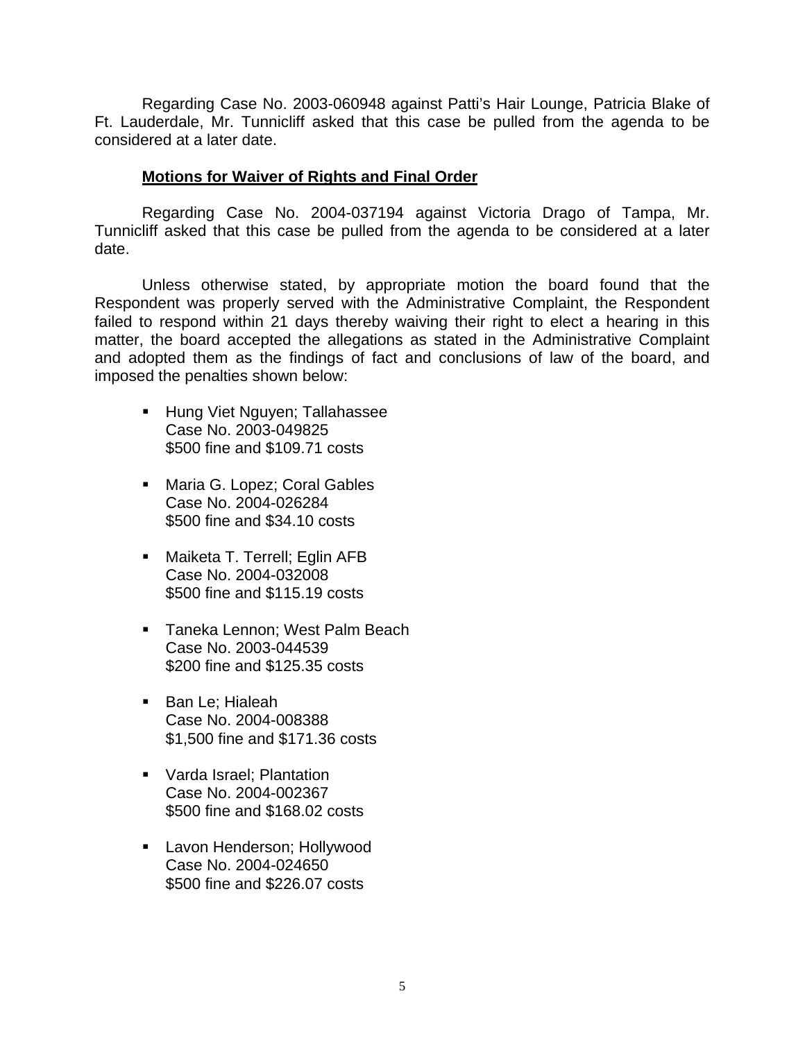Regarding Case No. 2003-060948 against Patti's Hair Lounge, Patricia Blake of Ft. Lauderdale, Mr. Tunnicliff asked that this case be pulled from the agenda to be considered at a later date.

**Motions for Waiver of Rights and Final Order**

Regarding Case No. 2004-037194 against Victoria Drago of Tampa, Mr. Tunnicliff asked that this case be pulled from the agenda to be considered at a later date.

Unless otherwise stated, by appropriate motion the board found that the Respondent was properly served with the Administrative Complaint, the Respondent failed to respond within 21 days thereby waiving their right to elect a hearing in this matter, the board accepted the allegations as stated in the Administrative Complaint and adopted them as the findings of fact and conclusions of law of the board, and imposed the penalties shown below:

- Hung Viet Nguyen; Tallahassee
  Case No. 2003-049825
  $500 fine and $109.71 costs

- Maria G. Lopez; Coral Gables
  Case No. 2004-026284
  $500 fine and $34.10 costs

- Maiketa T. Terrell; Eglin AFB
  Case No. 2004-032008
  $500 fine and $115.19 costs

- Taneka Lennon; West Palm Beach
  Case No. 2003-044539
  $200 fine and $125.35 costs

- Ban Le; Hialeah
  Case No. 2004-008388
  $1,500 fine and $171.36 costs

- Varda Israel; Plantation
  Case No. 2004-002367
  $500 fine and $168.02 costs

- Lavon Henderson; Hollywood
  Case No. 2004-024650
  $500 fine and $226.07 costs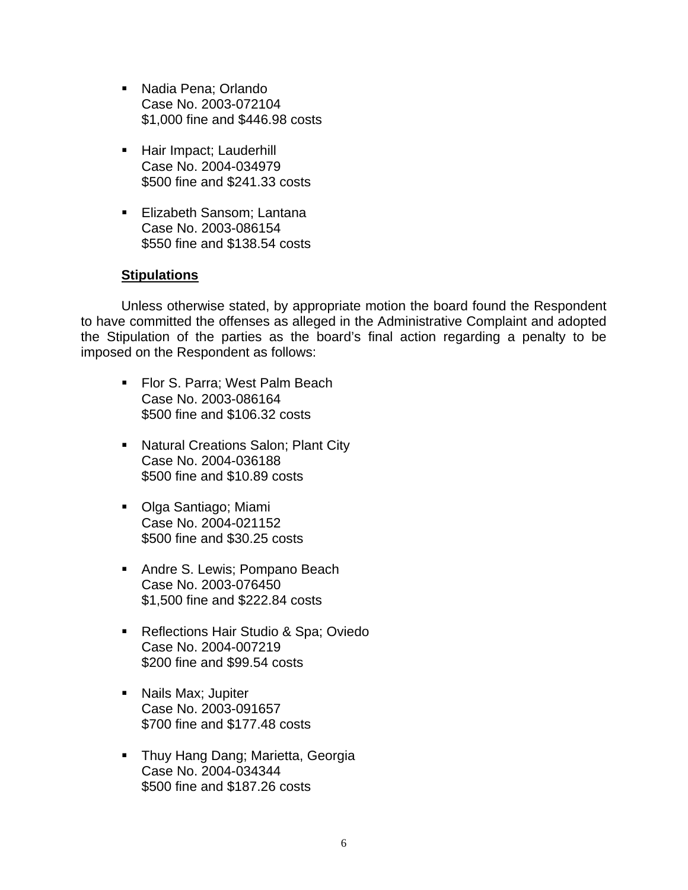- Nadia Pena; Orlando
  Case No. 2003-072104
  $1,000 fine and $446.98 costs

- Hair Impact; Lauderhill
  Case No. 2004-034979
  $500 fine and $241.33 costs

- Elizabeth Sansom; Lantana
  Case No. 2003-086154
  $550 fine and $138.54 costs

**Stipulations**

Unless otherwise stated, by appropriate motion the board found the Respondent to have committed the offenses as alleged in the Administrative Complaint and adopted the Stipulation of the parties as the board's final action regarding a penalty to be imposed on the Respondent as follows:

- Flor S. Parra; West Palm Beach
  Case No. 2003-086164
  $500 fine and $106.32 costs

- Natural Creations Salon; Plant City
  Case No. 2004-036188
  $500 fine and $10.89 costs

- Olga Santiago; Miami
  Case No. 2004-021152
  $500 fine and $30.25 costs

- Andre S. Lewis; Pompano Beach
  Case No. 2003-076450
  $1,500 fine and $222.84 costs

- Reflections Hair Studio & Spa; Oviedo
  Case No. 2004-007219
  $200 fine and $99.54 costs

- Nails Max; Jupiter
  Case No. 2003-091657
  $700 fine and $177.48 costs

- Thuy Hang Dang; Marietta, Georgia
  Case No. 2004-034344
  $500 fine and $187.26 costs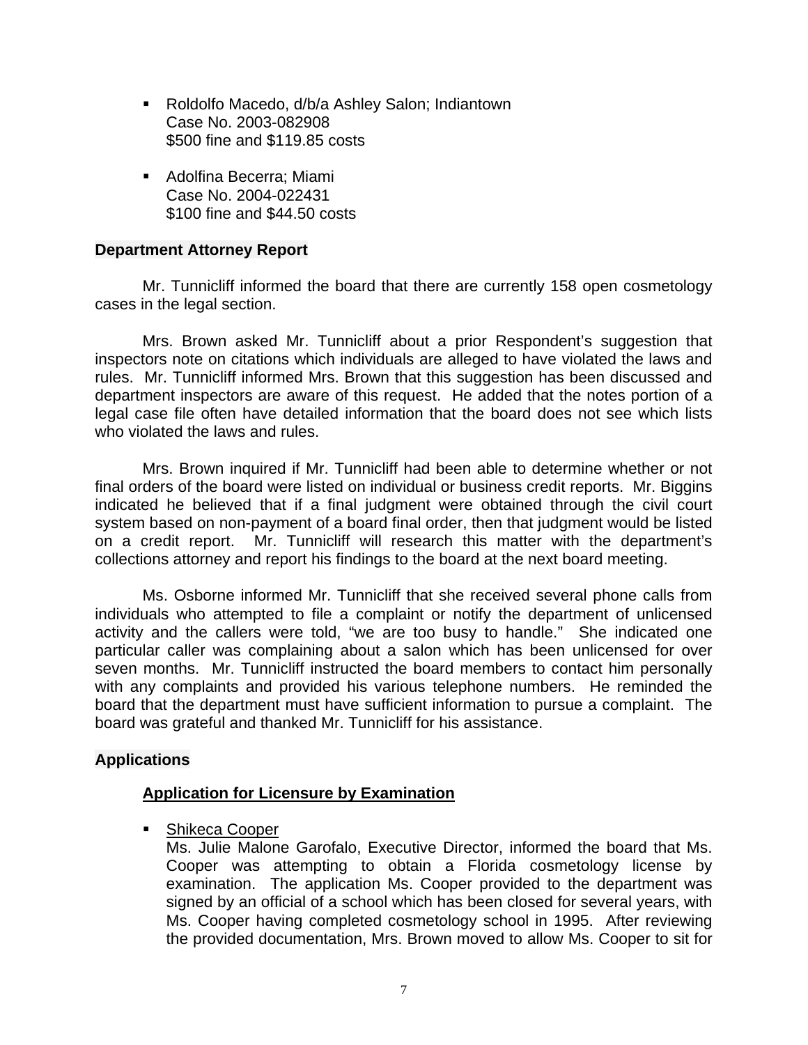- Roldolfo Macedo, d/b/a Ashley Salon; Indiantown
  Case No. 2003-082908
  $500 fine and $119.85 costs

- Adolfina Becerra; Miami
  Case No. 2004-022431
  $100 fine and $44.50 costs

**Department Attorney Report**

Mr. Tunnicliff informed the board that there are currently 158 open cosmetology cases in the legal section.

Mrs. Brown asked Mr. Tunnicliff about a prior Respondent's suggestion that inspectors note on citations which individuals are alleged to have violated the laws and rules. Mr. Tunnicliff informed Mrs. Brown that this suggestion has been discussed and department inspectors are aware of this request. He added that the notes portion of a legal case file often have detailed information that the board does not see which lists who violated the laws and rules.

Mrs. Brown inquired if Mr. Tunnicliff had been able to determine whether or not final orders of the board were listed on individual or business credit reports. Mr. Biggins indicated he believed that if a final judgment were obtained through the civil court system based on non-payment of a board final order, then that judgment would be listed on a credit report. Mr. Tunnicliff will research this matter with the department's collections attorney and report his findings to the board at the next board meeting.

Ms. Osborne informed Mr. Tunnicliff that she received several phone calls from individuals who attempted to file a complaint or notify the department of unlicensed activity and the callers were told, "we are too busy to handle." She indicated one particular caller was complaining about a salon which has been unlicensed for over seven months. Mr. Tunnicliff instructed the board members to contact him personally with any complaints and provided his various telephone numbers. He reminded the board that the department must have sufficient information to pursue a complaint. The board was grateful and thanked Mr. Tunnicliff for his assistance.

**Applications**

**Application for Licensure by Examination**

- Shikeca Cooper
  Ms. Julie Malone Garofalo, Executive Director, informed the board that Ms. Cooper was attempting to obtain a Florida cosmetology license by examination. The application Ms. Cooper provided to the department was signed by an official of a school which has been closed for several years, with Ms. Cooper having completed cosmetology school in 1995. After reviewing the provided documentation, Mrs. Brown moved to allow Ms. Cooper to sit for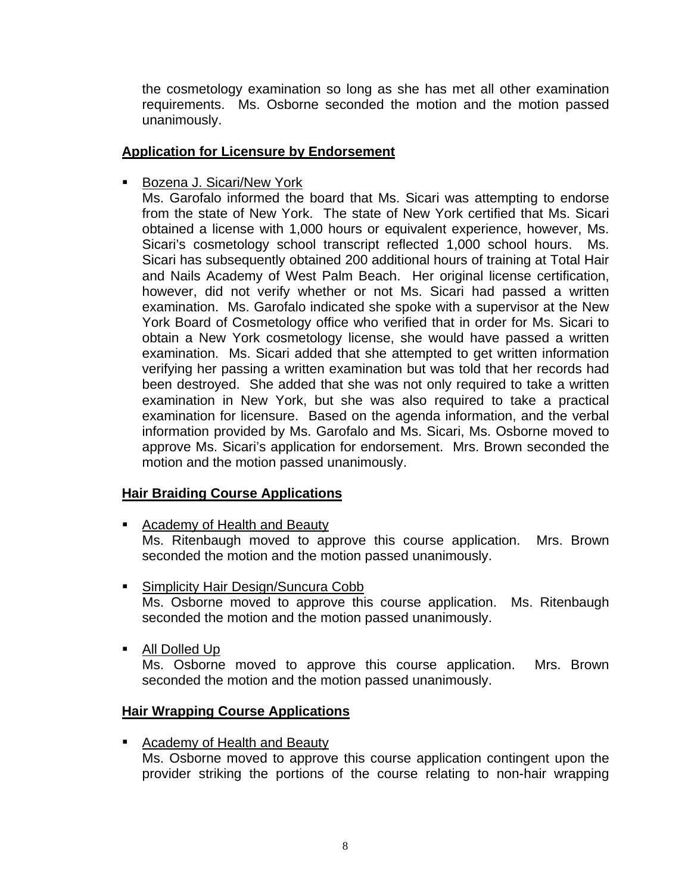the cosmetology examination so long as she has met all other examination requirements. Ms. Osborne seconded the motion and the motion passed unanimously.

**Application for Licensure by Endorsement**

- Bozena J. Sicari/New York
  Ms. Garofalo informed the board that Ms. Sicari was attempting to endorse from the state of New York. The state of New York certified that Ms. Sicari obtained a license with 1,000 hours or equivalent experience, however, Ms. Sicari's cosmetology school transcript reflected 1,000 school hours. Ms. Sicari has subsequently obtained 200 additional hours of training at Total Hair and Nails Academy of West Palm Beach. Her original license certification, however, did not verify whether or not Ms. Sicari had passed a written examination. Ms. Garofalo indicated she spoke with a supervisor at the New York Board of Cosmetology office who verified that in order for Ms. Sicari to obtain a New York cosmetology license, she would have passed a written examination. Ms. Sicari added that she attempted to get written information verifying her passing a written examination but was told that her records had been destroyed. She added that she was not only required to take a written examination in New York, but she was also required to take a practical examination for licensure. Based on the agenda information, and the verbal information provided by Ms. Garofalo and Ms. Sicari, Ms. Osborne moved to approve Ms. Sicari's application for endorsement. Mrs. Brown seconded the motion and the motion passed unanimously.

**Hair Braiding Course Applications**

- Academy of Health and Beauty
  Ms. Ritenbaugh moved to approve this course application. Mrs. Brown seconded the motion and the motion passed unanimously.

- Simplicity Hair Design/Suncura Cobb
  Ms. Osborne moved to approve this course application. Ms. Ritenbaugh seconded the motion and the motion passed unanimously.

- All Dolled Up
  Ms. Osborne moved to approve this course application. Mrs. Brown seconded the motion and the motion passed unanimously.

**Hair Wrapping Course Applications**

- Academy of Health and Beauty
  Ms. Osborne moved to approve this course application contingent upon the provider striking the portions of the course relating to non-hair wrapping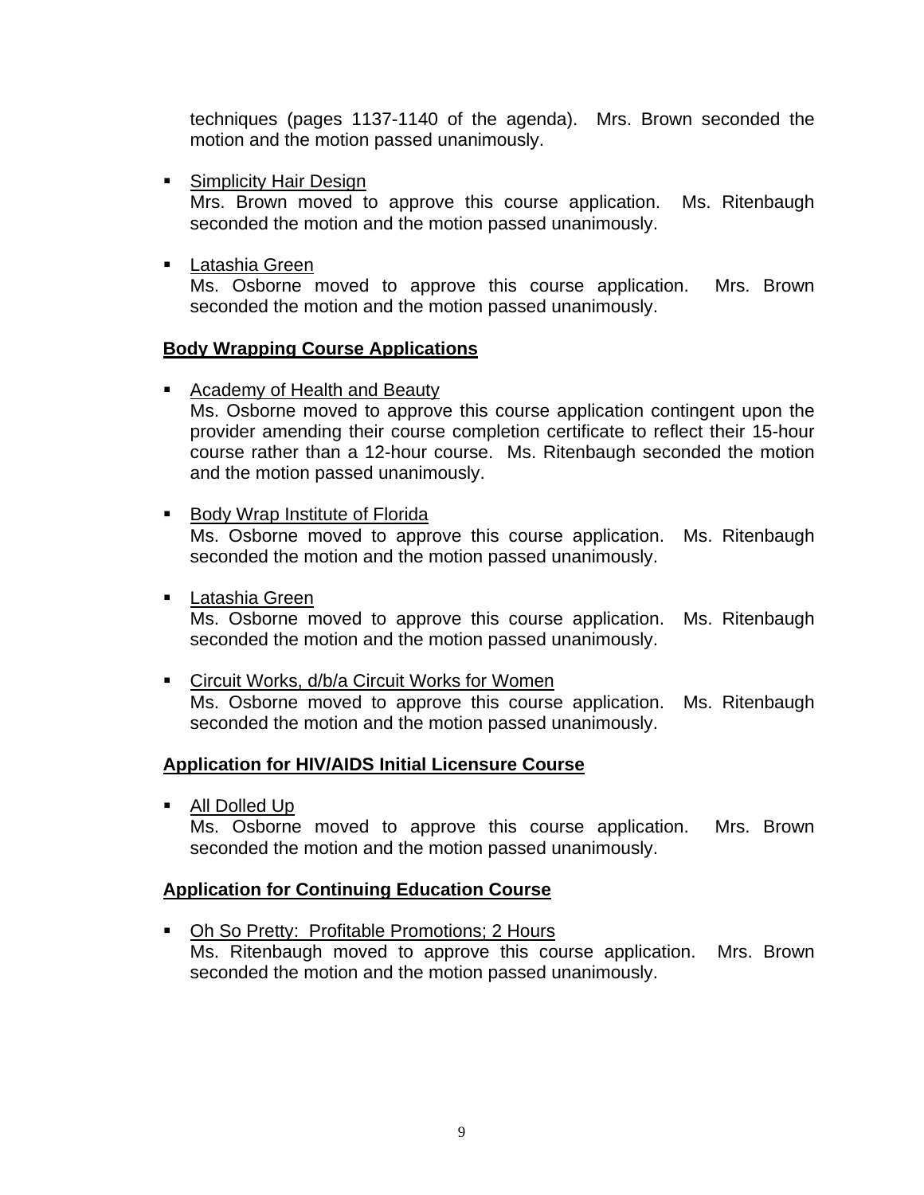techniques (pages 1137-1140 of the agenda). Mrs. Brown seconded the motion and the motion passed unanimously.

- Simplicity Hair Design
  Mrs. Brown moved to approve this course application. Ms. Ritenbaugh seconded the motion and the motion passed unanimously.

- Latashia Green
  Ms. Osborne moved to approve this course application. Mrs. Brown seconded the motion and the motion passed unanimously.

**Body Wrapping Course Applications**

- Academy of Health and Beauty
  Ms. Osborne moved to approve this course application contingent upon the provider amending their course completion certificate to reflect their 15-hour course rather than a 12-hour course. Ms. Ritenbaugh seconded the motion and the motion passed unanimously.

- Body Wrap Institute of Florida
  Ms. Osborne moved to approve this course application. Ms. Ritenbaugh seconded the motion and the motion passed unanimously.

- Latashia Green
  Ms. Osborne moved to approve this course application. Ms. Ritenbaugh seconded the motion and the motion passed unanimously.

- Circuit Works, d/b/a Circuit Works for Women
  Ms. Osborne moved to approve this course application. Ms. Ritenbaugh seconded the motion and the motion passed unanimously.

**Application for HIV/AIDS Initial Licensure Course**

- All Dolled Up
  Ms. Osborne moved to approve this course application. Mrs. Brown seconded the motion and the motion passed unanimously.

**Application for Continuing Education Course**

- Oh So Pretty: Profitable Promotions; 2 Hours
  Ms. Ritenbaugh moved to approve this course application. Mrs. Brown seconded the motion and the motion passed unanimously.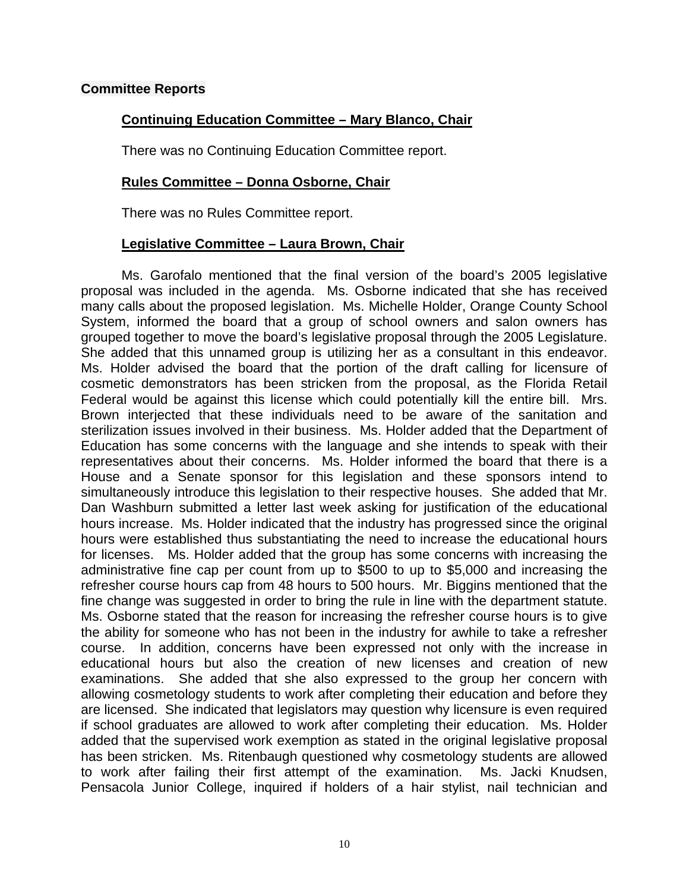**Committee Reports**

**Continuing Education Committee – Mary Blanco, Chair**

There was no Continuing Education Committee report.

**Rules Committee – Donna Osborne, Chair**

There was no Rules Committee report.

**Legislative Committee – Laura Brown, Chair**

Ms. Garofalo mentioned that the final version of the board's 2005 legislative proposal was included in the agenda. Ms. Osborne indicated that she has received many calls about the proposed legislation. Ms. Michelle Holder, Orange County School System, informed the board that a group of school owners and salon owners has grouped together to move the board's legislative proposal through the 2005 Legislature. She added that this unnamed group is utilizing her as a consultant in this endeavor. Ms. Holder advised the board that the portion of the draft calling for licensure of cosmetic demonstrators has been stricken from the proposal, as the Florida Retail Federal would be against this license which could potentially kill the entire bill. Mrs. Brown interjected that these individuals need to be aware of the sanitation and sterilization issues involved in their business. Ms. Holder added that the Department of Education has some concerns with the language and she intends to speak with their representatives about their concerns. Ms. Holder informed the board that there is a House and a Senate sponsor for this legislation and these sponsors intend to simultaneously introduce this legislation to their respective houses. She added that Mr. Dan Washburn submitted a letter last week asking for justification of the educational hours increase. Ms. Holder indicated that the industry has progressed since the original hours were established thus substantiating the need to increase the educational hours for licenses. Ms. Holder added that the group has some concerns with increasing the administrative fine cap per count from up to $500 to up to $5,000 and increasing the refresher course hours cap from 48 hours to 500 hours. Mr. Biggins mentioned that the fine change was suggested in order to bring the rule in line with the department statute. Ms. Osborne stated that the reason for increasing the refresher course hours is to give the ability for someone who has not been in the industry for awhile to take a refresher course. In addition, concerns have been expressed not only with the increase in educational hours but also the creation of new licenses and creation of new examinations. She added that she also expressed to the group her concern with allowing cosmetology students to work after completing their education and before they are licensed. She indicated that legislators may question why licensure is even required if school graduates are allowed to work after completing their education. Ms. Holder added that the supervised work exemption as stated in the original legislative proposal has been stricken. Ms. Ritenbaugh questioned why cosmetology students are allowed to work after failing their first attempt of the examination. Ms. Jacki Knudsen, Pensacola Junior College, inquired if holders of a hair stylist, nail technician and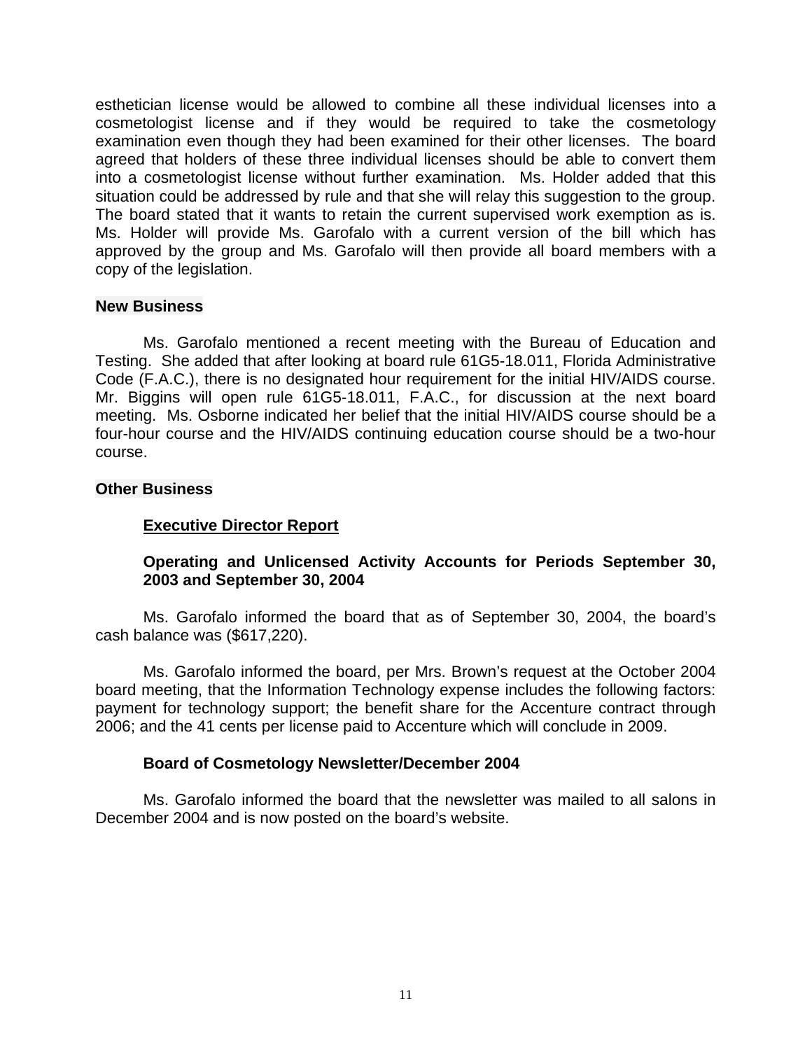esthetician license would be allowed to combine all these individual licenses into a cosmetologist license and if they would be required to take the cosmetology examination even though they had been examined for their other licenses. The board agreed that holders of these three individual licenses should be able to convert them into a cosmetologist license without further examination. Ms. Holder added that this situation could be addressed by rule and that she will relay this suggestion to the group. The board stated that it wants to retain the current supervised work exemption as is. Ms. Holder will provide Ms. Garofalo with a current version of the bill which has approved by the group and Ms. Garofalo will then provide all board members with a copy of the legislation.

**New Business**

Ms. Garofalo mentioned a recent meeting with the Bureau of Education and Testing. She added that after looking at board rule 61G5-18.011, Florida Administrative Code (F.A.C.), there is no designated hour requirement for the initial HIV/AIDS course. Mr. Biggins will open rule 61G5-18.011, F.A.C., for discussion at the next board meeting. Ms. Osborne indicated her belief that the initial HIV/AIDS course should be a four-hour course and the HIV/AIDS continuing education course should be a two-hour course.

**Other Business**

**Executive Director Report**

**Operating and Unlicensed Activity Accounts for Periods September 30, 2003 and September 30, 2004**

Ms. Garofalo informed the board that as of September 30, 2004, the board's cash balance was ($617,220).

Ms. Garofalo informed the board, per Mrs. Brown's request at the October 2004 board meeting, that the Information Technology expense includes the following factors: payment for technology support; the benefit share for the Accenture contract through 2006; and the 41 cents per license paid to Accenture which will conclude in 2009.

**Board of Cosmetology Newsletter/December 2004**

Ms. Garofalo informed the board that the newsletter was mailed to all salons in December 2004 and is now posted on the board's website.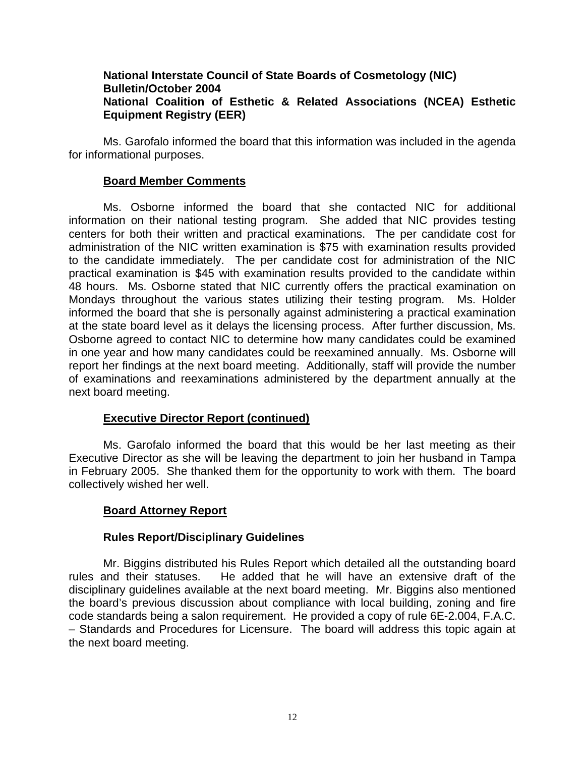**National Interstate Council of State Boards of Cosmetology (NIC) Bulletin/October 2004**
**National Coalition of Esthetic & Related Associations (NCEA) Esthetic Equipment Registry (EER)**

Ms. Garofalo informed the board that this information was included in the agenda for informational purposes.

**Board Member Comments**

Ms. Osborne informed the board that she contacted NIC for additional information on their national testing program. She added that NIC provides testing centers for both their written and practical examinations. The per candidate cost for administration of the NIC written examination is $75 with examination results provided to the candidate immediately. The per candidate cost for administration of the NIC practical examination is $45 with examination results provided to the candidate within 48 hours. Ms. Osborne stated that NIC currently offers the practical examination on Mondays throughout the various states utilizing their testing program. Ms. Holder informed the board that she is personally against administering a practical examination at the state board level as it delays the licensing process. After further discussion, Ms. Osborne agreed to contact NIC to determine how many candidates could be examined in one year and how many candidates could be reexamined annually. Ms. Osborne will report her findings at the next board meeting. Additionally, staff will provide the number of examinations and reexaminations administered by the department annually at the next board meeting.

**Executive Director Report (continued)**

Ms. Garofalo informed the board that this would be her last meeting as their Executive Director as she will be leaving the department to join her husband in Tampa in February 2005. She thanked them for the opportunity to work with them. The board collectively wished her well.

**Board Attorney Report**

**Rules Report/Disciplinary Guidelines**

Mr. Biggins distributed his Rules Report which detailed all the outstanding board rules and their statuses. He added that he will have an extensive draft of the disciplinary guidelines available at the next board meeting. Mr. Biggins also mentioned the board's previous discussion about compliance with local building, zoning and fire code standards being a salon requirement. He provided a copy of rule 6E-2.004, F.A.C. – Standards and Procedures for Licensure. The board will address this topic again at the next board meeting.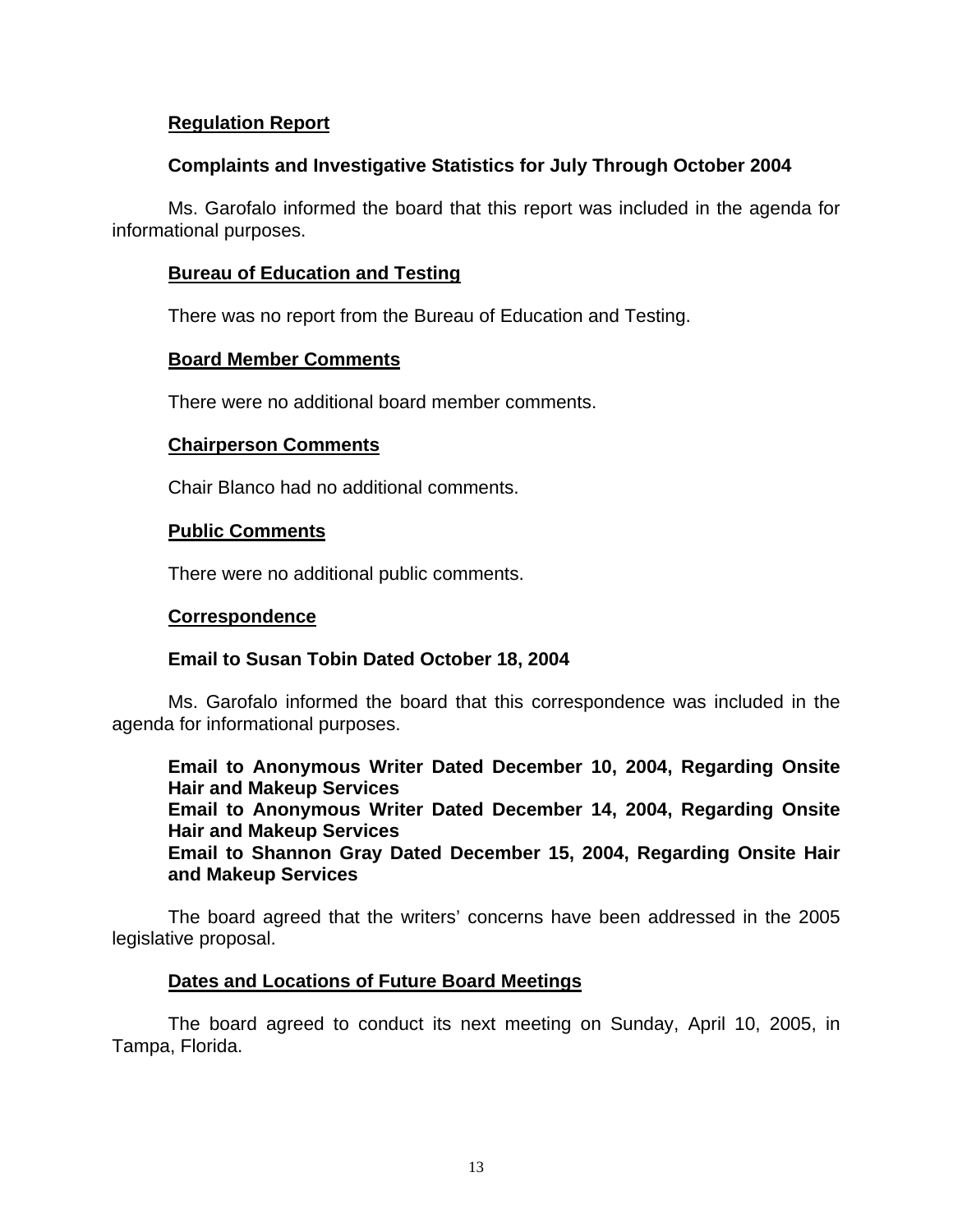**Regulation Report**

**Complaints and Investigative Statistics for July Through October 2004**

Ms. Garofalo informed the board that this report was included in the agenda for informational purposes.

**Bureau of Education and Testing**

There was no report from the Bureau of Education and Testing.

**Board Member Comments**

There were no additional board member comments.

**Chairperson Comments**

Chair Blanco had no additional comments.

**Public Comments**

There were no additional public comments.

**Correspondence**

**Email to Susan Tobin Dated October 18, 2004**

Ms. Garofalo informed the board that this correspondence was included in the agenda for informational purposes.

**Email to Anonymous Writer Dated December 10, 2004, Regarding Onsite Hair and Makeup Services**
**Email to Anonymous Writer Dated December 14, 2004, Regarding Onsite Hair and Makeup Services**
**Email to Shannon Gray Dated December 15, 2004, Regarding Onsite Hair and Makeup Services**

The board agreed that the writers' concerns have been addressed in the 2005 legislative proposal.

**Dates and Locations of Future Board Meetings**

The board agreed to conduct its next meeting on Sunday, April 10, 2005, in Tampa, Florida.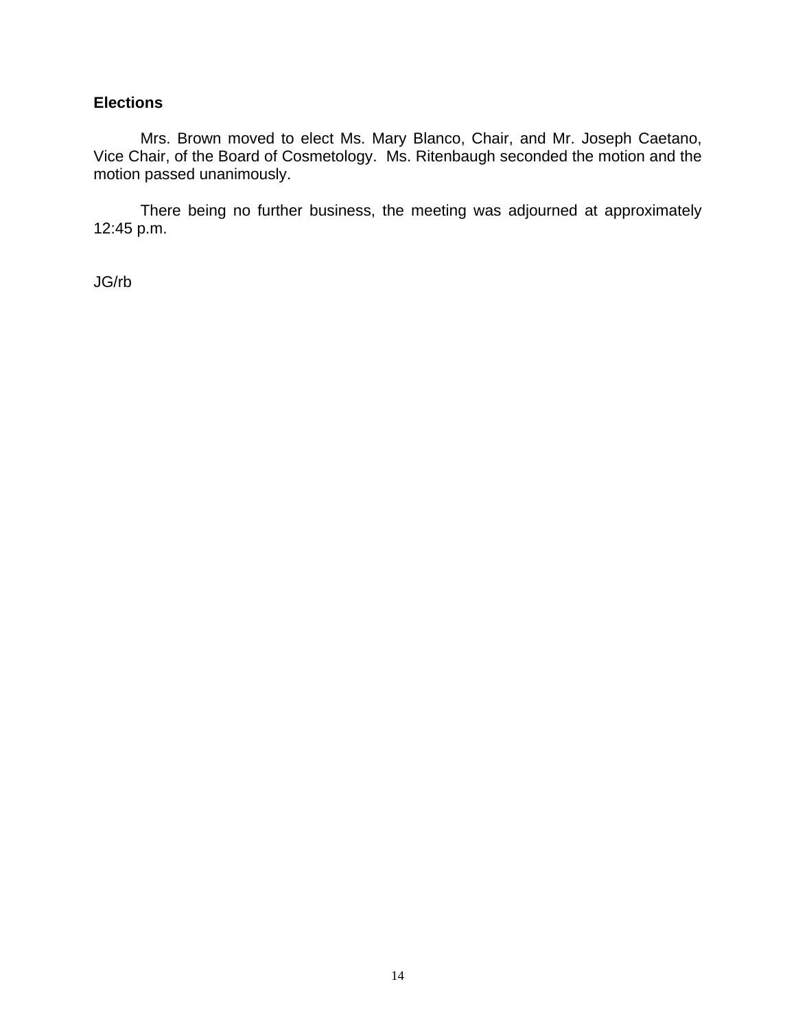## Elections

Mrs. Brown moved to elect Ms. Mary Blanco, Chair, and Mr. Joseph Caetano, Vice Chair, of the Board of Cosmetology. Ms. Ritenbaugh seconded the motion and the motion passed unanimously.

There being no further business, the meeting was adjourned at approximately 12:45 p.m.

JG/rb